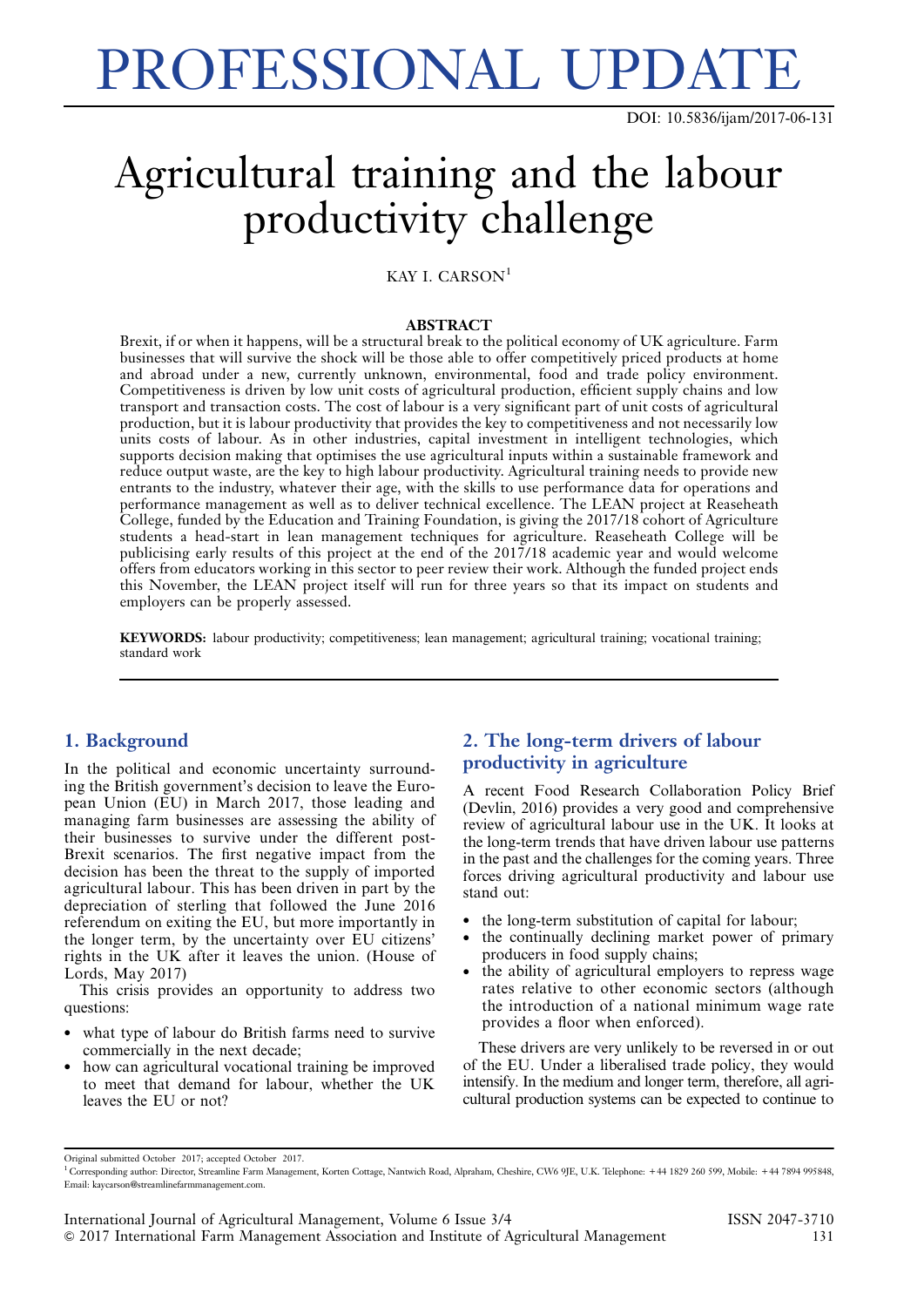# PROFESSIONAL UPDATE

DOI: 10.5836/ijam/2017-06-131

# Agricultural training and the labour productivity challenge

KAY I. CARSON[1]

## ABSTRACT

Brexit, if or when it happens, will be a structural break to the political economy of UK agriculture. Farm businesses that will survive the shock will be those able to offer competitively priced products at home and abroad under a new, currently unknown, environmental, food and trade policy environment. Competitiveness is driven by low unit costs of agricultural production, efficient supply chains and low transport and transaction costs. The cost of labour is a very significant part of unit costs of agricultural production, but it is labour productivity that provides the key to competitiveness and not necessarily low units costs of labour. As in other industries, capital investment in intelligent technologies, which supports decision making that optimises the use agricultural inputs within a sustainable framework and reduce output waste, are the key to high labour productivity. Agricultural training needs to provide new entrants to the industry, whatever their age, with the skills to use performance data for operations and performance management as well as to deliver technical excellence. The LEAN project at Reaseheath College, funded by the Education and Training Foundation, is giving the 2017/18 cohort of Agriculture students a head-start in lean management techniques for agriculture. Reaseheath College will be publicising early results of this project at the end of the 2017/18 academic year and would welcome offers from educators working in this sector to peer review their work. Although the funded project ends this November, the LEAN project itself will run for three years so that its impact on students and employers can be properly assessed.

**KEYWORDS:** labour productivity; competitiveness; lean management; agricultural training; vocational training; standard work

## 1. Background

In the political and economic uncertainty surrounding the British government's decision to leave the European Union (EU) in March 2017, those leading and managing farm businesses are assessing the ability of their businesses to survive under the different post-Brexit scenarios. The first negative impact from the decision has been the threat to the supply of imported agricultural labour. This has been driven in part by the depreciation of sterling that followed the June 2016 referendum on exiting the EU, but more importantly in the longer term, by the uncertainty over EU citizens' rights in the UK after it leaves the union. (House of Lords, May 2017)

This crisis provides an opportunity to address two questions:

- what type of labour do British farms need to survive commercially in the next decade;
- how can agricultural vocational training be improved to meet that demand for labour, whether the UK leaves the EU or not?

## 2. The long-term drivers of labour productivity in agriculture

A recent Food Research Collaboration Policy Brief (Devlin, 2016) provides a very good and comprehensive review of agricultural labour use in the UK. It looks at the long-term trends that have driven labour use patterns in the past and the challenges for the coming years. Three forces driving agricultural productivity and labour use stand out:

- the long-term substitution of capital for labour;
- the continually declining market power of primary producers in food supply chains;
- the ability of agricultural employers to repress wage rates relative to other economic sectors (although the introduction of a national minimum wage rate provides a floor when enforced).

These drivers are very unlikely to be reversed in or out of the EU. Under a liberalised trade policy, they would intensify. In the medium and longer term, therefore, all agricultural production systems can be expected to continue to

---

Original submitted October 2017; accepted October 2017.

[1] Corresponding author: Director, Streamline Farm Management, Korten Cottage, Nantwich Road, Alpraham, Cheshire, CW6 9JE, U.K. Telephone: +44 1829 260 599, Mobile: +44 7894 995848, Email: kaycarson@streamlinefarmmanagement.com.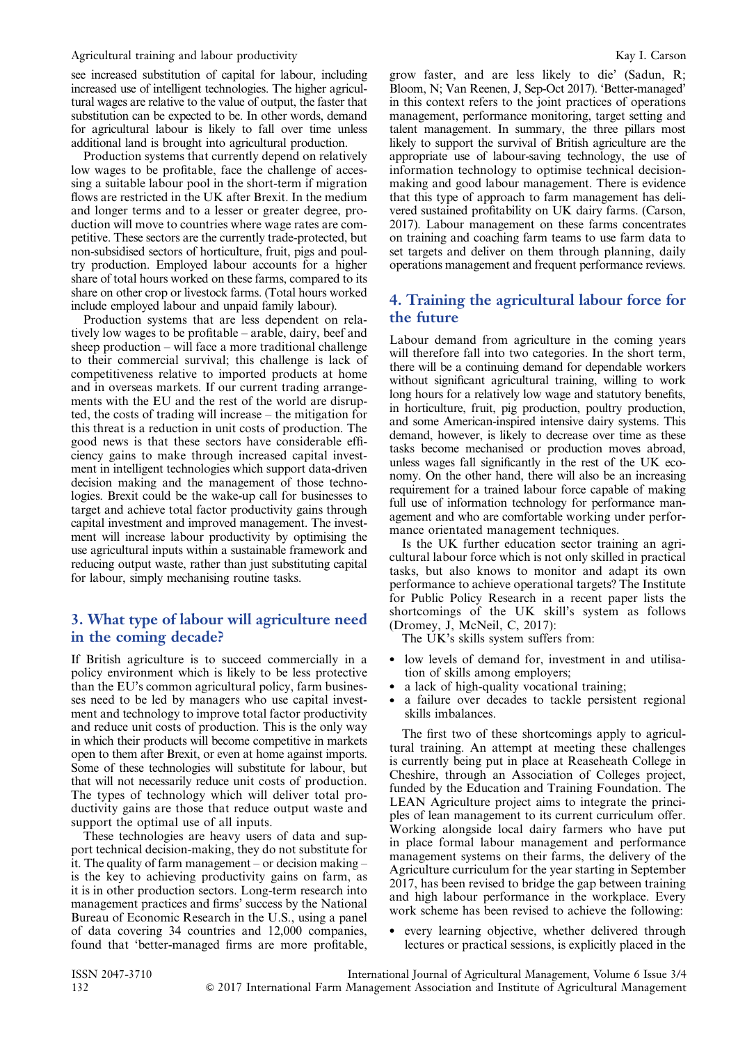see increased substitution of capital for labour, including increased use of intelligent technologies. The higher agricultural wages are relative to the value of output, the faster that substitution can be expected to be. In other words, demand for agricultural labour is likely to fall over time unless additional land is brought into agricultural production.

Production systems that currently depend on relatively low wages to be profitable, face the challenge of accessing a suitable labour pool in the short-term if migration flows are restricted in the UK after Brexit. In the medium and longer terms and to a lesser or greater degree, production will move to countries where wage rates are competitive. These sectors are the currently trade-protected, but non-subsidised sectors of horticulture, fruit, pigs and poultry production. Employed labour accounts for a higher share of total hours worked on these farms, compared to its share on other crop or livestock farms. (Total hours worked include employed labour and unpaid family labour).

Production systems that are less dependent on relatively low wages to be profitable – arable, dairy, beef and sheep production – will face a more traditional challenge to their commercial survival; this challenge is lack of competitiveness relative to imported products at home and in overseas markets. If our current trading arrangements with the EU and the rest of the world are disrupted, the costs of trading will increase – the mitigation for this threat is a reduction in unit costs of production. The good news is that these sectors have considerable efficiency gains to make through increased capital investment in intelligent technologies which support data-driven decision making and the management of those technologies. Brexit could be the wake-up call for businesses to target and achieve total factor productivity gains through capital investment and improved management. The investment will increase labour productivity by optimising the use agricultural inputs within a sustainable framework and reducing output waste, rather than just substituting capital for labour, simply mechanising routine tasks.

## 3. What type of labour will agriculture need in the coming decade?

If British agriculture is to succeed commercially in a policy environment which is likely to be less protective than the EU's common agricultural policy, farm businesses need to be led by managers who use capital investment and technology to improve total factor productivity and reduce unit costs of production. This is the only way in which their products will become competitive in markets open to them after Brexit, or even at home against imports. Some of these technologies will substitute for labour, but that will not necessarily reduce unit costs of production. The types of technology which will deliver total productivity gains are those that reduce output waste and support the optimal use of all inputs.

These technologies are heavy users of data and support technical decision-making, they do not substitute for it. The quality of farm management – or decision making – is the key to achieving productivity gains on farm, as it is in other production sectors. Long-term research into management practices and firms' success by the National Bureau of Economic Research in the U.S., using a panel of data covering 34 countries and 12,000 companies, found that 'better-managed firms are more profitable, grow faster, and are less likely to die' (Sadun, R; Bloom, N; Van Reenen, J, Sep-Oct 2017). 'Better-managed' in this context refers to the joint practices of operations management, performance monitoring, target setting and talent management. In summary, the three pillars most likely to support the survival of British agriculture are the appropriate use of labour-saving technology, the use of information technology to optimise technical decision-making and good labour management. There is evidence that this type of approach to farm management has delivered sustained profitability on UK dairy farms. (Carson, 2017). Labour management on these farms concentrates on training and coaching farm teams to use farm data to set targets and deliver on them through planning, daily operations management and frequent performance reviews.

## 4. Training the agricultural labour force for the future

Labour demand from agriculture in the coming years will therefore fall into two categories. In the short term, there will be a continuing demand for dependable workers without significant agricultural training, willing to work long hours for a relatively low wage and statutory benefits, in horticulture, fruit, pig production, poultry production, and some American-inspired intensive dairy systems. This demand, however, is likely to decrease over time as these tasks become mechanised or production moves abroad, unless wages fall significantly in the rest of the UK economy. On the other hand, there will also be an increasing requirement for a trained labour force capable of making full use of information technology for performance management and who are comfortable working under performance orientated management techniques.

Is the UK further education sector training an agricultural labour force which is not only skilled in practical tasks, but also knows to monitor and adapt its own performance to achieve operational targets? The Institute for Public Policy Research in a recent paper lists the shortcomings of the UK skill's system as follows (Dromey, J, McNeil, C, 2017):

The UK's skills system suffers from:

- low levels of demand for, investment in and utilisation of skills among employers;
- a lack of high-quality vocational training;
- a failure over decades to tackle persistent regional skills imbalances.

The first two of these shortcomings apply to agricultural training. An attempt at meeting these challenges is currently being put in place at Reaseheath College in Cheshire, through an Association of Colleges project, funded by the Education and Training Foundation. The LEAN Agriculture project aims to integrate the principles of lean management to its current curriculum offer. Working alongside local dairy farmers who have put in place formal labour management and performance management systems on their farms, the delivery of the Agriculture curriculum for the year starting in September 2017, has been revised to bridge the gap between training and high labour performance in the workplace. Every work scheme has been revised to achieve the following:

- every learning objective, whether delivered through lectures or practical sessions, is explicitly placed in the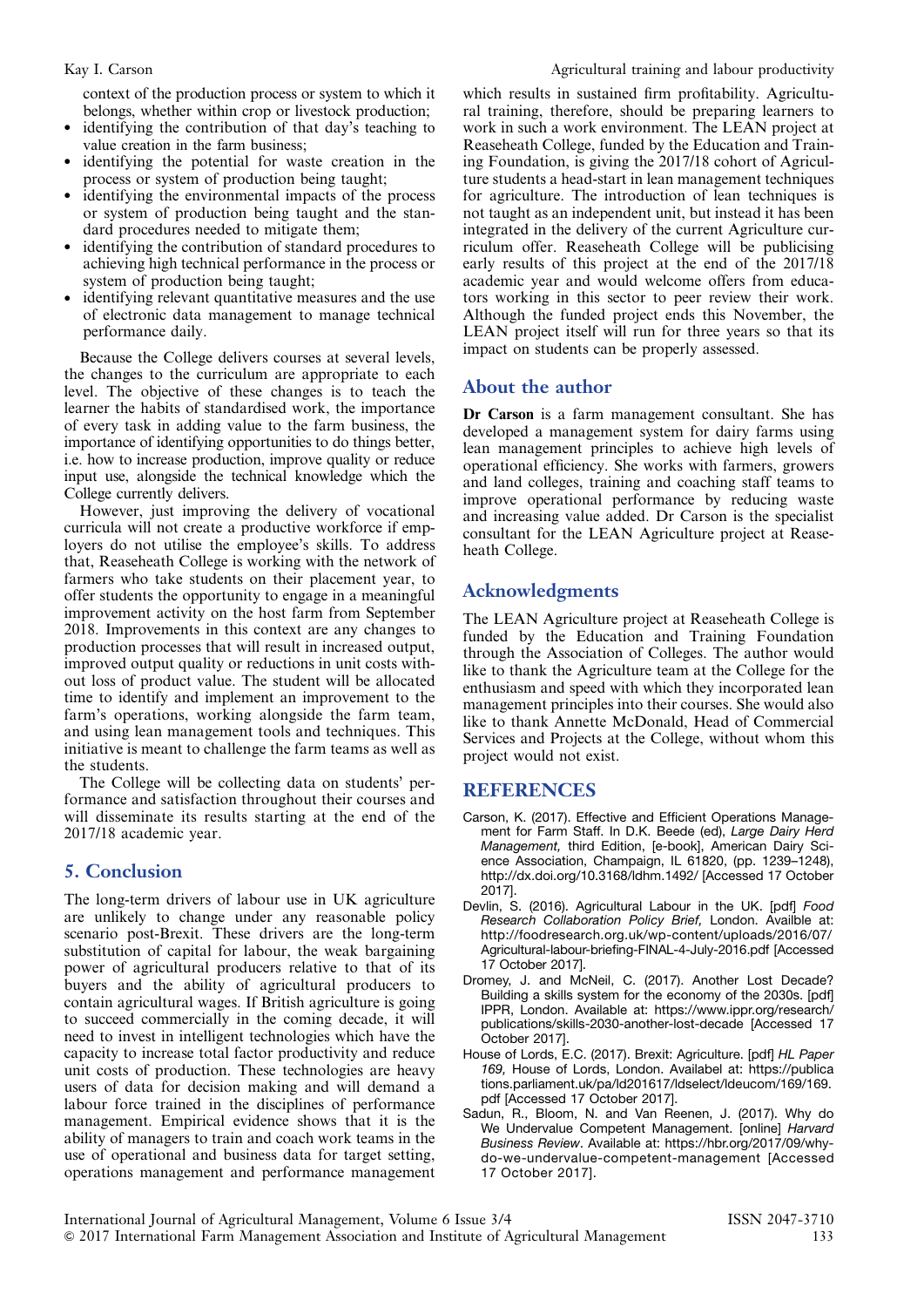context of the production process or system to which it belongs, whether within crop or livestock production;
- identifying the contribution of that day's teaching to value creation in the farm business;
- identifying the potential for waste creation in the process or system of production being taught;
- identifying the environmental impacts of the process or system of production being taught and the standard procedures needed to mitigate them;
- identifying the contribution of standard procedures to achieving high technical performance in the process or system of production being taught;
- identifying relevant quantitative measures and the use of electronic data management to manage technical performance daily.

Because the College delivers courses at several levels, the changes to the curriculum are appropriate to each level. The objective of these changes is to teach the learner the habits of standardised work, the importance of every task in adding value to the farm business, the importance of identifying opportunities to do things better, i.e. how to increase production, improve quality or reduce input use, alongside the technical knowledge which the College currently delivers.

However, just improving the delivery of vocational curricula will not create a productive workforce if employers do not utilise the employee's skills. To address that, Reaseheath College is working with the network of farmers who take students on their placement year, to offer students the opportunity to engage in a meaningful improvement activity on the host farm from September 2018. Improvements in this context are any changes to production processes that will result in increased output, improved output quality or reductions in unit costs without loss of product value. The student will be allocated time to identify and implement an improvement to the farm's operations, working alongside the farm team, and using lean management tools and techniques. This initiative is meant to challenge the farm teams as well as the students.

The College will be collecting data on students' performance and satisfaction throughout their courses and will disseminate its results starting at the end of the 2017/18 academic year.

## 5. Conclusion

The long-term drivers of labour use in UK agriculture are unlikely to change under any reasonable policy scenario post-Brexit. These drivers are the long-term substitution of capital for labour, the weak bargaining power of agricultural producers relative to that of its buyers and the ability of agricultural producers to contain agricultural wages. If British agriculture is going to succeed commercially in the coming decade, it will need to invest in intelligent technologies which have the capacity to increase total factor productivity and reduce unit costs of production. These technologies are heavy users of data for decision making and will demand a labour force trained in the disciplines of performance management. Empirical evidence shows that it is the ability of managers to train and coach work teams in the use of operational and business data for target setting, operations management and performance management which results in sustained firm profitability. Agricultural training, therefore, should be preparing learners to work in such a work environment. The LEAN project at Reaseheath College, funded by the Education and Training Foundation, is giving the 2017/18 cohort of Agriculture students a head-start in lean management techniques for agriculture. The introduction of lean techniques is not taught as an independent unit, but instead it has been integrated in the delivery of the current Agriculture curriculum offer. Reaseheath College will be publicising early results of this project at the end of the 2017/18 academic year and would welcome offers from educators working in this sector to peer review their work. Although the funded project ends this November, the LEAN project itself will run for three years so that its impact on students can be properly assessed.

## About the author

**Dr Carson** is a farm management consultant. She has developed a management system for dairy farms using lean management principles to achieve high levels of operational efficiency. She works with farmers, growers and land colleges, training and coaching staff teams to improve operational performance by reducing waste and increasing value added. Dr Carson is the specialist consultant for the LEAN Agriculture project at Reaseheath College.

## Acknowledgments

The LEAN Agriculture project at Reaseheath College is funded by the Education and Training Foundation through the Association of Colleges. The author would like to thank the Agriculture team at the College for the enthusiasm and speed with which they incorporated lean management principles into their courses. She would also like to thank Annette McDonald, Head of Commercial Services and Projects at the College, without whom this project would not exist.

## REFERENCES

Carson, K. (2017). Effective and Efficient Operations Management for Farm Staff. In D.K. Beede (ed), *Large Dairy Herd Management,* third Edition, [e-book], American Dairy Science Association, Champaign, IL 61820, (pp. 1239–1248), http://dx.doi.org/10.3168/ldhm.1492/ [Accessed 17 October 2017].

Devlin, S. (2016). Agricultural Labour in the UK. [pdf] *Food Research Collaboration Policy Brief,* London. Availble at: http://foodresearch.org.uk/wp-content/uploads/2016/07/Agricultural-labour-briefing-FINAL-4-July-2016.pdf [Accessed 17 October 2017].

Dromey, J. and McNeil, C. (2017). Another Lost Decade? Building a skills system for the economy of the 2030s. [pdf] IPPR, London. Available at: https://www.ippr.org/research/publications/skills-2030-another-lost-decade [Accessed 17 October 2017].

House of Lords, E.C. (2017). Brexit: Agriculture. [pdf] *HL Paper 169,* House of Lords, London. Availabel at: https://publications.parliament.uk/pa/ld201617/ldselect/ldeucom/169/169.pdf [Accessed 17 October 2017].

Sadun, R., Bloom, N. and Van Reenen, J. (2017). Why do We Undervalue Competent Management. [online] *Harvard Business Review*. Available at: https://hbr.org/2017/09/why-do-we-undervalue-competent-management [Accessed 17 October 2017].